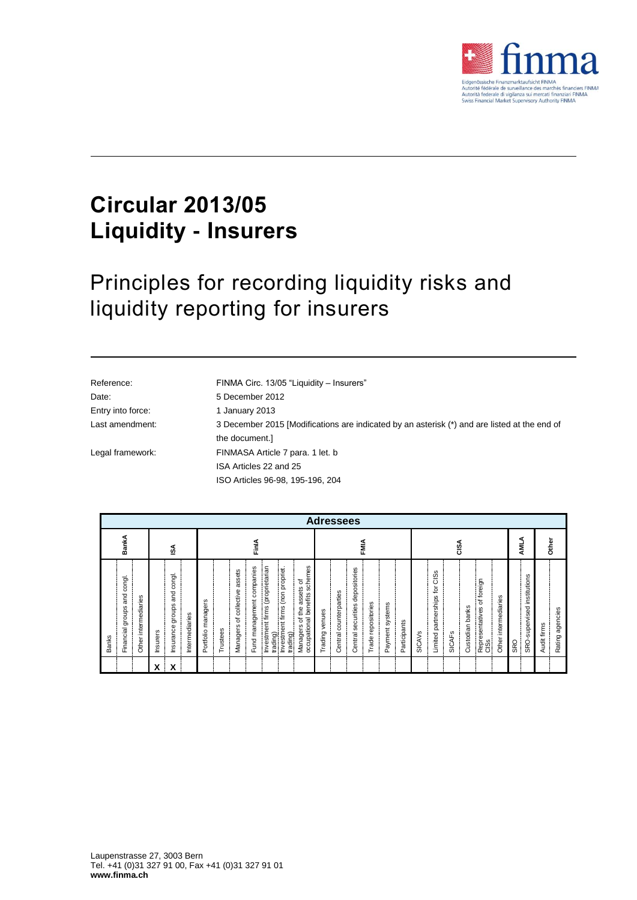# Circular 2013/05
# Liquidity - Insurers

## Principles for recording liquidity risks and liquidity reporting for insurers

| | |
|---|---|
| Reference: | FINMA Circ. 13/05 "Liquidity – Insurers" |
| Date: | 5 December 2012 |
| Entry into force: | 1 January 2013 |
| Last amendment: | 3 December 2015 [Modifications are indicated by an asterisk (*) and are listed at the end of the document.] |
| Legal framework: | FINMASA Article 7 para. 1 let. b<br>ISA Articles 22 and 25<br>ISO Articles 96-98, 195-196, 204 |

| Adressees | | | | | | | | | | | | | | | | | | | | | | | | | | | | | | |
|---|---|---|---|---|---|---|---|---|---|---|---|---|---|---|---|---|---|---|---|---|---|---|---|---|---|---|---|---|---|---|
| BankA | | | ISA | | | FinIA | | | | | | | FMIA | | | | | | CISA | | | | | | | AMLA | | Other | |
| Banks | Financial groups and congl. | Other intermediaries | Insurers | Insurance groups and congl. | Intermediaries | Portfolio managers | Trustees | Managers of collective assets | Fund management companies | Investment firms (proprietarian trading) | Investment firms (non propriet. trading) | Managers of the assets of occupational benefits schemes | Trading venues | Central counterparties | Central securities depositories | Trade repositories | Payment systems | Participants | SICAVs | Limited partnerships for CISs | SICAFs | Custodian banks | Representatives of foreign CISs | Other intermediaries | SRO | SRO-supervised institutions | Audit firms | Rating agencies |
| | | | X | X | | | | | | | | | | | | | | | | | | | | | | | | |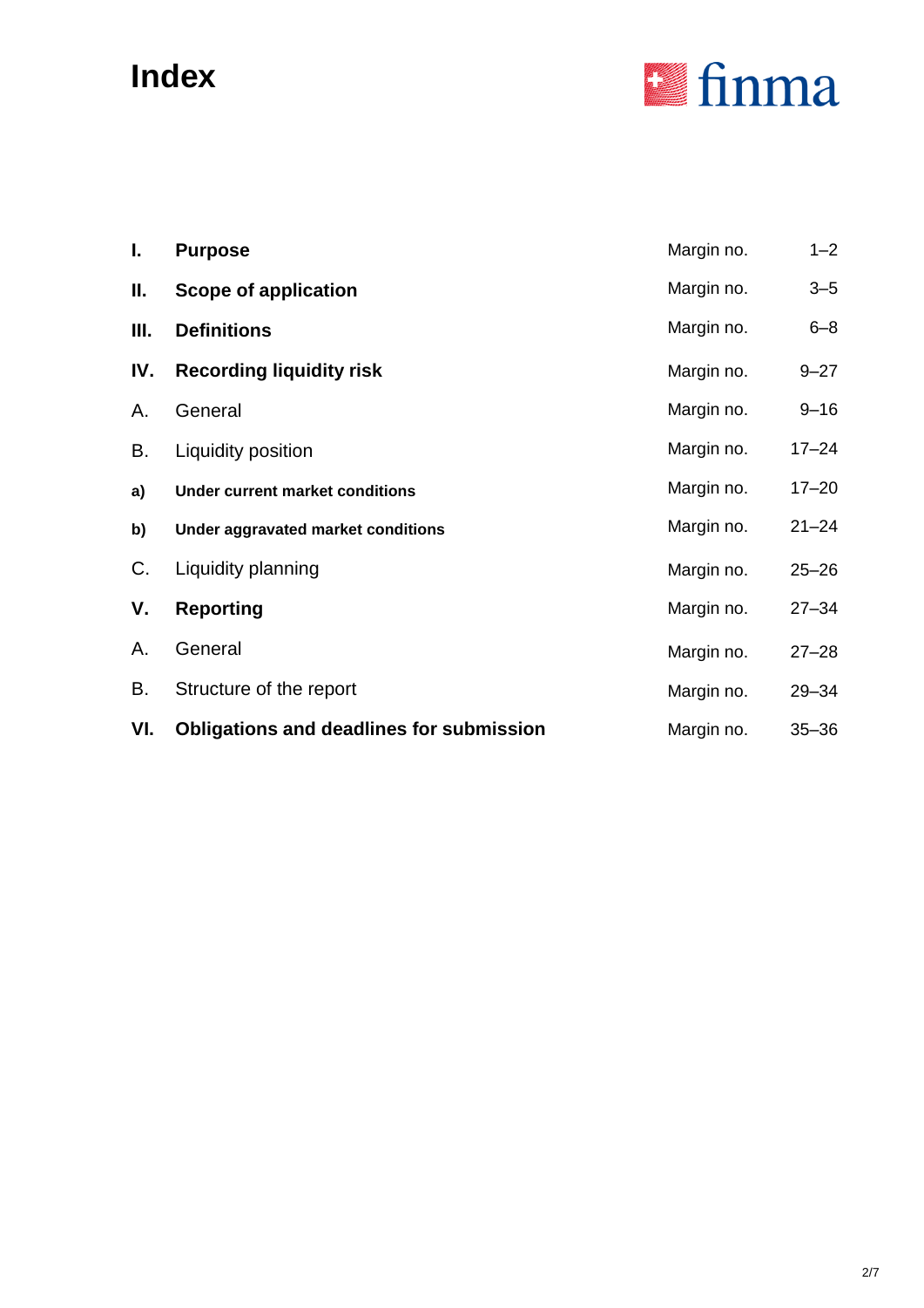# Index

| | | | |
|---|---|---|---|
| **I.** | **Purpose** | Margin no. | 1–2 |
| **II.** | **Scope of application** | Margin no. | 3–5 |
| **III.** | **Definitions** | Margin no. | 6–8 |
| **IV.** | **Recording liquidity risk** | Margin no. | 9–27 |
| A. | General | Margin no. | 9–16 |
| B. | Liquidity position | Margin no. | 17–24 |
| **a)** | **Under current market conditions** | Margin no. | 17–20 |
| **b)** | **Under aggravated market conditions** | Margin no. | 21–24 |
| C. | Liquidity planning | Margin no. | 25–26 |
| **V.** | **Reporting** | Margin no. | 27–34 |
| A. | General | Margin no. | 27–28 |
| B. | Structure of the report | Margin no. | 29–34 |
| **VI.** | **Obligations and deadlines for submission** | Margin no. | 35–36 |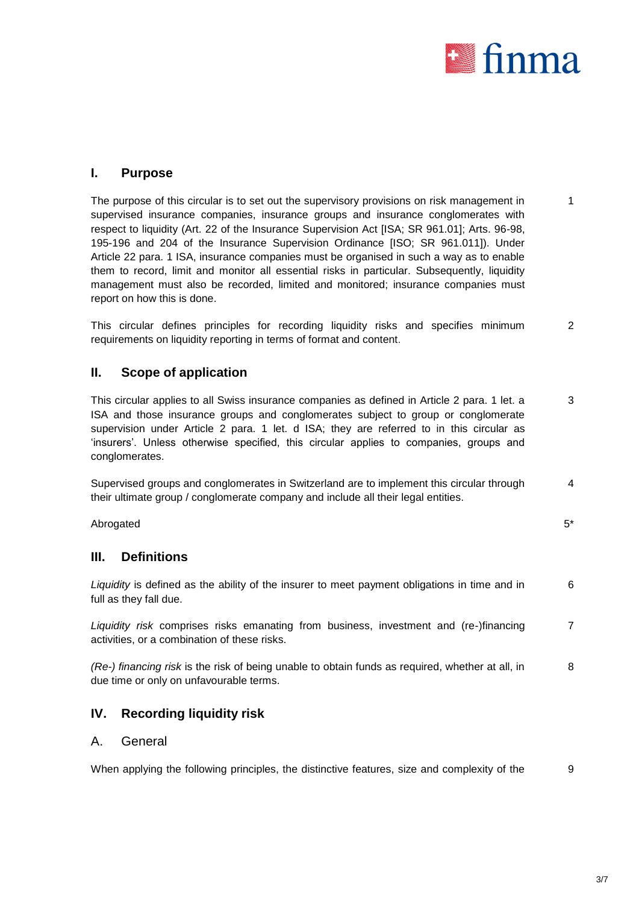## I. Purpose

The purpose of this circular is to set out the supervisory provisions on risk management in supervised insurance companies, insurance groups and insurance conglomerates with respect to liquidity (Art. 22 of the Insurance Supervision Act [ISA; SR 961.01]; Arts. 96-98, 195-196 and 204 of the Insurance Supervision Ordinance [ISO; SR 961.011]). Under Article 22 para. 1 ISA, insurance companies must be organised in such a way as to enable them to record, limit and monitor all essential risks in particular. Subsequently, liquidity management must also be recorded, limited and monitored; insurance companies must report on how this is done. 1

This circular defines principles for recording liquidity risks and specifies minimum requirements on liquidity reporting in terms of format and content. 2

## II. Scope of application

This circular applies to all Swiss insurance companies as defined in Article 2 para. 1 let. a ISA and those insurance groups and conglomerates subject to group or conglomerate supervision under Article 2 para. 1 let. d ISA; they are referred to in this circular as 'insurers'. Unless otherwise specified, this circular applies to companies, groups and conglomerates. 3

Supervised groups and conglomerates in Switzerland are to implement this circular through their ultimate group / conglomerate company and include all their legal entities. 4

Abrogated 5*

## III. Definitions

*Liquidity* is defined as the ability of the insurer to meet payment obligations in time and in full as they fall due. 6

*Liquidity risk* comprises risks emanating from business, investment and (re-)financing activities, or a combination of these risks. 7

*(Re-) financing risk* is the risk of being unable to obtain funds as required, whether at all, in due time or only on unfavourable terms. 8

## IV. Recording liquidity risk

### A. General

When applying the following principles, the distinctive features, size and complexity of the 9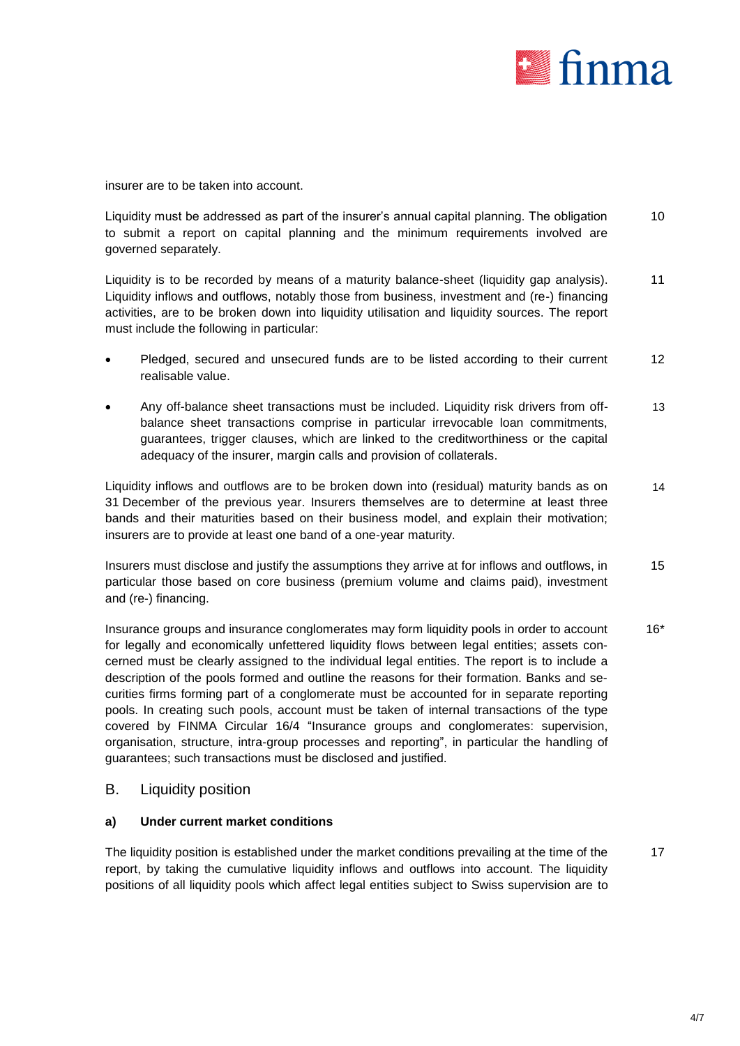insurer are to be taken into account.

Liquidity must be addressed as part of the insurer's annual capital planning. The obligation to submit a report on capital planning and the minimum requirements involved are governed separately. 10

Liquidity is to be recorded by means of a maturity balance-sheet (liquidity gap analysis). Liquidity inflows and outflows, notably those from business, investment and (re-) financing activities, are to be broken down into liquidity utilisation and liquidity sources. The report must include the following in particular: 11

- Pledged, secured and unsecured funds are to be listed according to their current realisable value. 12
- Any off-balance sheet transactions must be included. Liquidity risk drivers from off-balance sheet transactions comprise in particular irrevocable loan commitments, guarantees, trigger clauses, which are linked to the creditworthiness or the capital adequacy of the insurer, margin calls and provision of collaterals. 13

Liquidity inflows and outflows are to be broken down into (residual) maturity bands as on 31 December of the previous year. Insurers themselves are to determine at least three bands and their maturities based on their business model, and explain their motivation; insurers are to provide at least one band of a one-year maturity. 14

Insurers must disclose and justify the assumptions they arrive at for inflows and outflows, in particular those based on core business (premium volume and claims paid), investment and (re-) financing. 15

Insurance groups and insurance conglomerates may form liquidity pools in order to account for legally and economically unfettered liquidity flows between legal entities; assets concerned must be clearly assigned to the individual legal entities. The report is to include a description of the pools formed and outline the reasons for their formation. Banks and securities firms forming part of a conglomerate must be accounted for in separate reporting pools. In creating such pools, account must be taken of internal transactions of the type covered by FINMA Circular 16/4 "Insurance groups and conglomerates: supervision, organisation, structure, intra-group processes and reporting", in particular the handling of guarantees; such transactions must be disclosed and justified. 16*

## B. Liquidity position

### a) Under current market conditions

The liquidity position is established under the market conditions prevailing at the time of the report, by taking the cumulative liquidity inflows and outflows into account. The liquidity positions of all liquidity pools which affect legal entities subject to Swiss supervision are to 17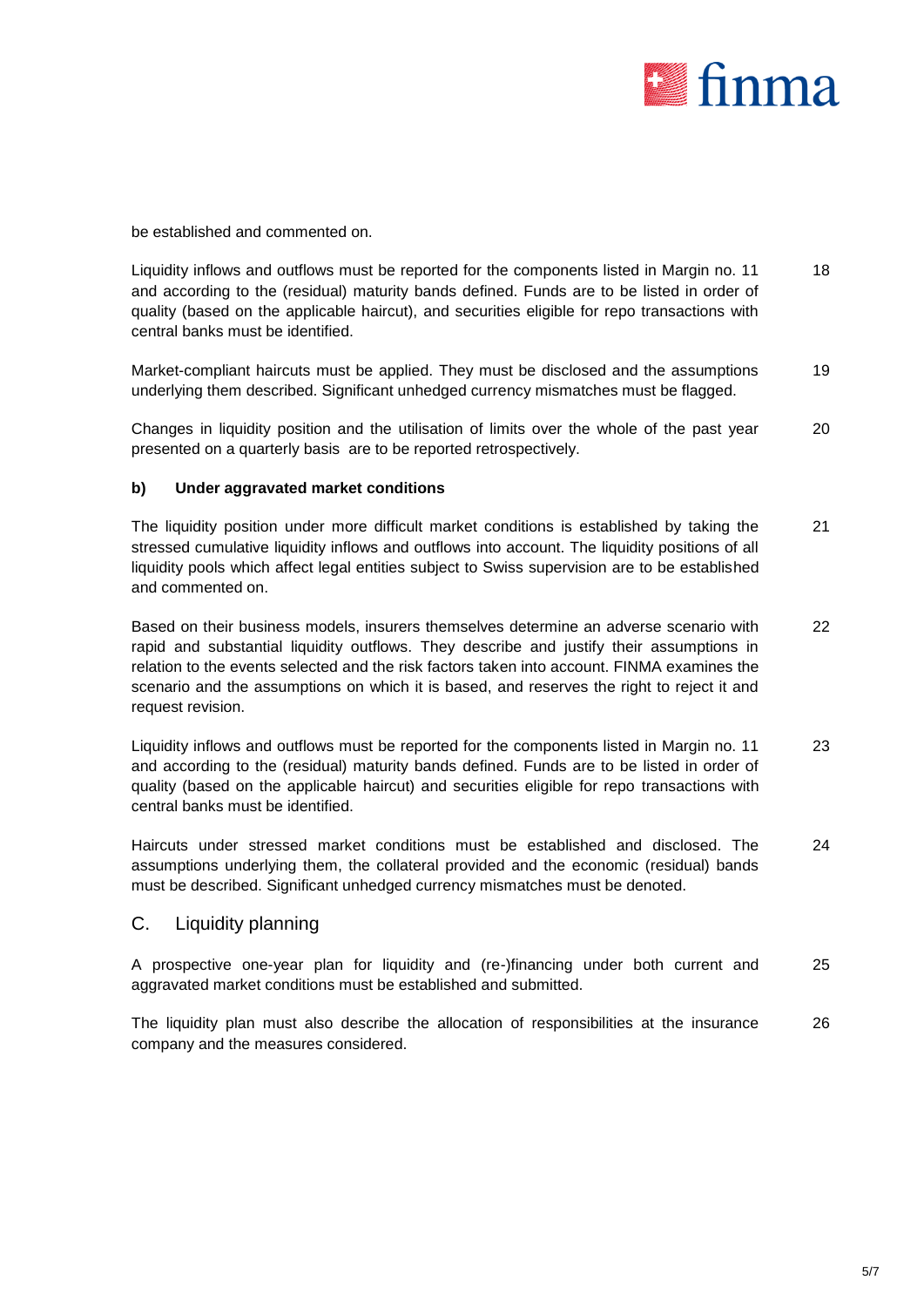be established and commented on.

Liquidity inflows and outflows must be reported for the components listed in Margin no. 11 and according to the (residual) maturity bands defined. Funds are to be listed in order of quality (based on the applicable haircut), and securities eligible for repo transactions with central banks must be identified. 18

Market-compliant haircuts must be applied. They must be disclosed and the assumptions underlying them described. Significant unhedged currency mismatches must be flagged. 19

Changes in liquidity position and the utilisation of limits over the whole of the past year presented on a quarterly basis are to be reported retrospectively. 20

#### b) Under aggravated market conditions

The liquidity position under more difficult market conditions is established by taking the stressed cumulative liquidity inflows and outflows into account. The liquidity positions of all liquidity pools which affect legal entities subject to Swiss supervision are to be established and commented on. 21

Based on their business models, insurers themselves determine an adverse scenario with rapid and substantial liquidity outflows. They describe and justify their assumptions in relation to the events selected and the risk factors taken into account. FINMA examines the scenario and the assumptions on which it is based, and reserves the right to reject it and request revision. 22

Liquidity inflows and outflows must be reported for the components listed in Margin no. 11 and according to the (residual) maturity bands defined. Funds are to be listed in order of quality (based on the applicable haircut) and securities eligible for repo transactions with central banks must be identified. 23

Haircuts under stressed market conditions must be established and disclosed. The assumptions underlying them, the collateral provided and the economic (residual) bands must be described. Significant unhedged currency mismatches must be denoted. 24

## C. Liquidity planning

A prospective one-year plan for liquidity and (re-)financing under both current and aggravated market conditions must be established and submitted. 25

The liquidity plan must also describe the allocation of responsibilities at the insurance company and the measures considered. 26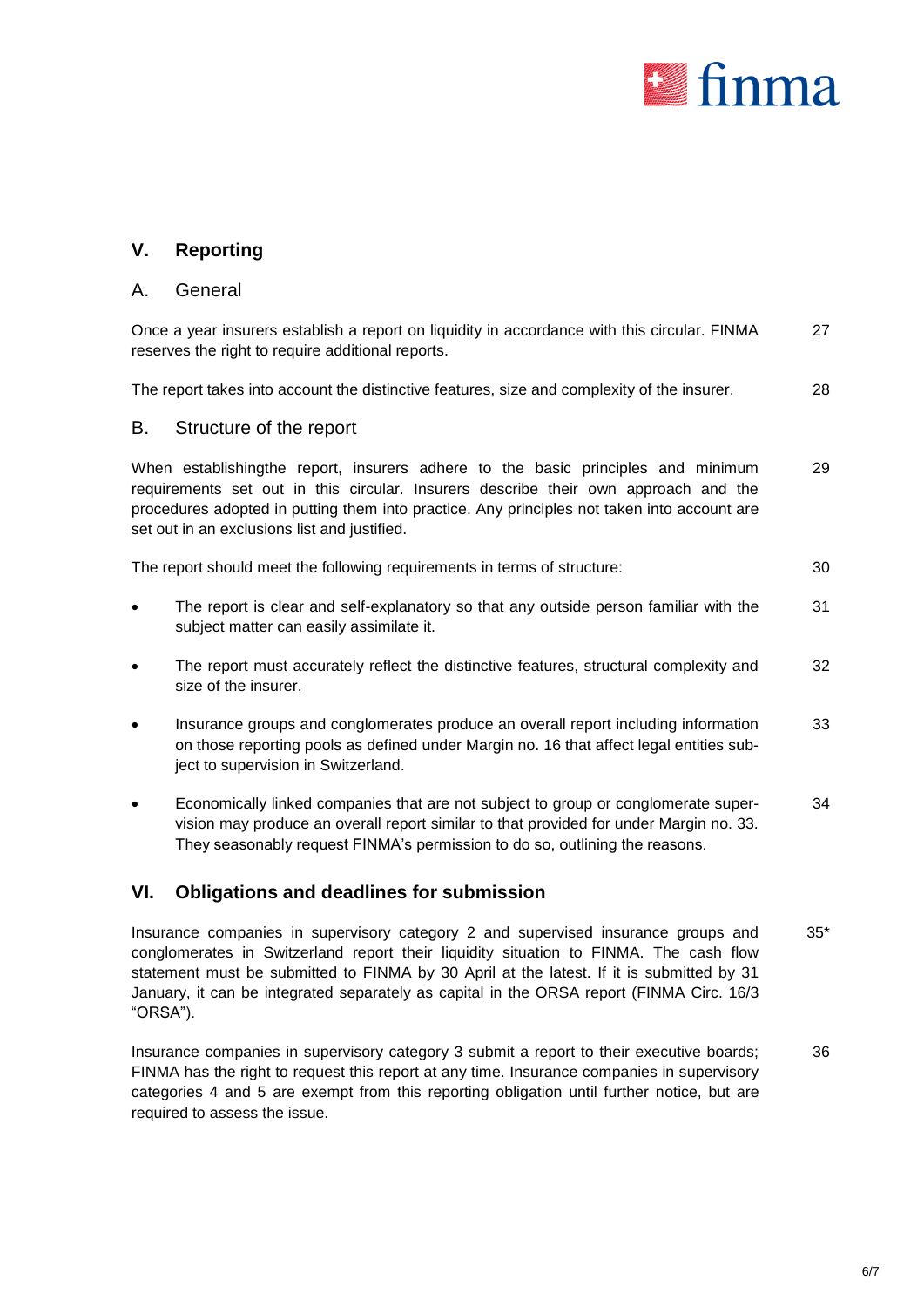## V. Reporting

### A. General

Once a year insurers establish a report on liquidity in accordance with this circular. FINMA reserves the right to require additional reports. 27

The report takes into account the distinctive features, size and complexity of the insurer. 28

### B. Structure of the report

When establishingthe report, insurers adhere to the basic principles and minimum requirements set out in this circular. Insurers describe their own approach and the procedures adopted in putting them into practice. Any principles not taken into account are set out in an exclusions list and justified. 29

The report should meet the following requirements in terms of structure: 30

- The report is clear and self-explanatory so that any outside person familiar with the subject matter can easily assimilate it. 31
- The report must accurately reflect the distinctive features, structural complexity and size of the insurer. 32
- Insurance groups and conglomerates produce an overall report including information on those reporting pools as defined under Margin no. 16 that affect legal entities subject to supervision in Switzerland. 33
- Economically linked companies that are not subject to group or conglomerate supervision may produce an overall report similar to that provided for under Margin no. 33. They seasonably request FINMA's permission to do so, outlining the reasons. 34

## VI. Obligations and deadlines for submission

Insurance companies in supervisory category 2 and supervised insurance groups and conglomerates in Switzerland report their liquidity situation to FINMA. The cash flow statement must be submitted to FINMA by 30 April at the latest. If it is submitted by 31 January, it can be integrated separately as capital in the ORSA report (FINMA Circ. 16/3 "ORSA"). 35*

Insurance companies in supervisory category 3 submit a report to their executive boards; FINMA has the right to request this report at any time. Insurance companies in supervisory categories 4 and 5 are exempt from this reporting obligation until further notice, but are required to assess the issue. 36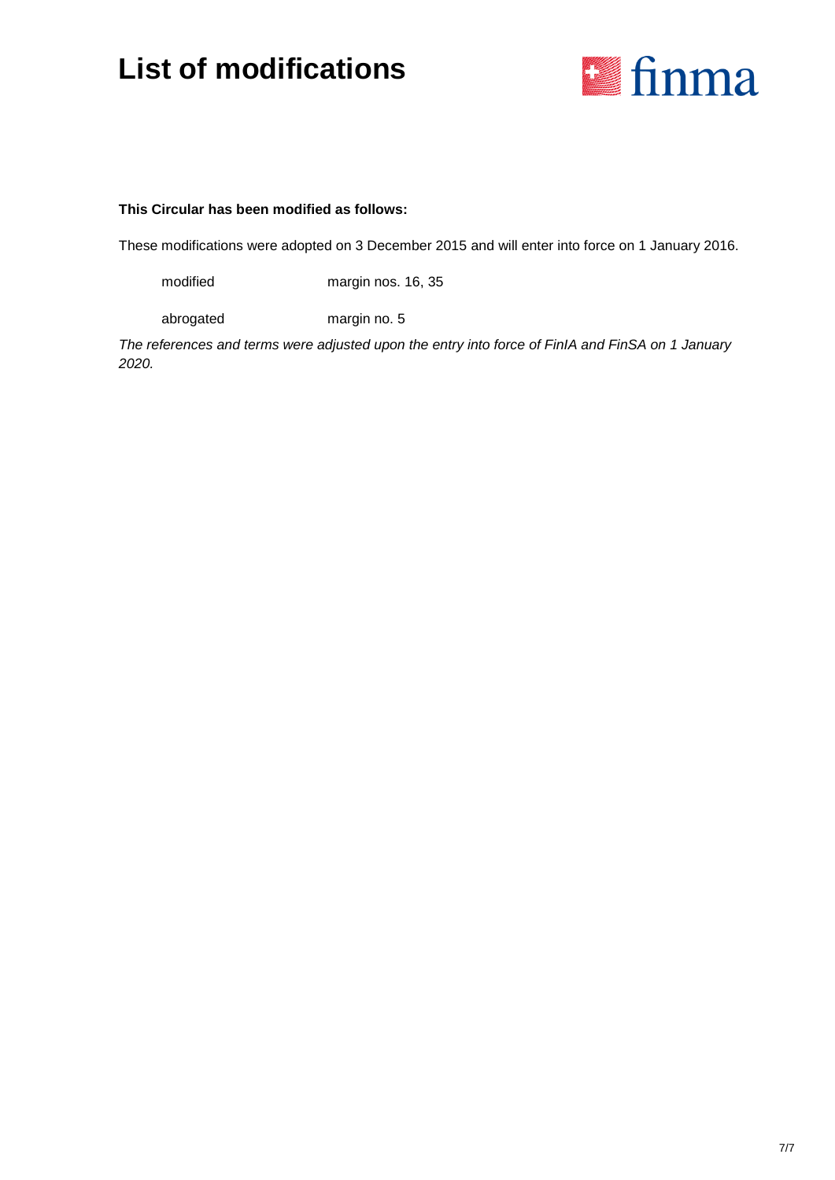# List of modifications

**This Circular has been modified as follows:**

These modifications were adopted on 3 December 2015 and will enter into force on 1 January 2016.

| | |
|---|---|
| modified | margin nos. 16, 35 |
| abrogated | margin no. 5 |

*The references and terms were adjusted upon the entry into force of FinIA and FinSA on 1 January 2020.*